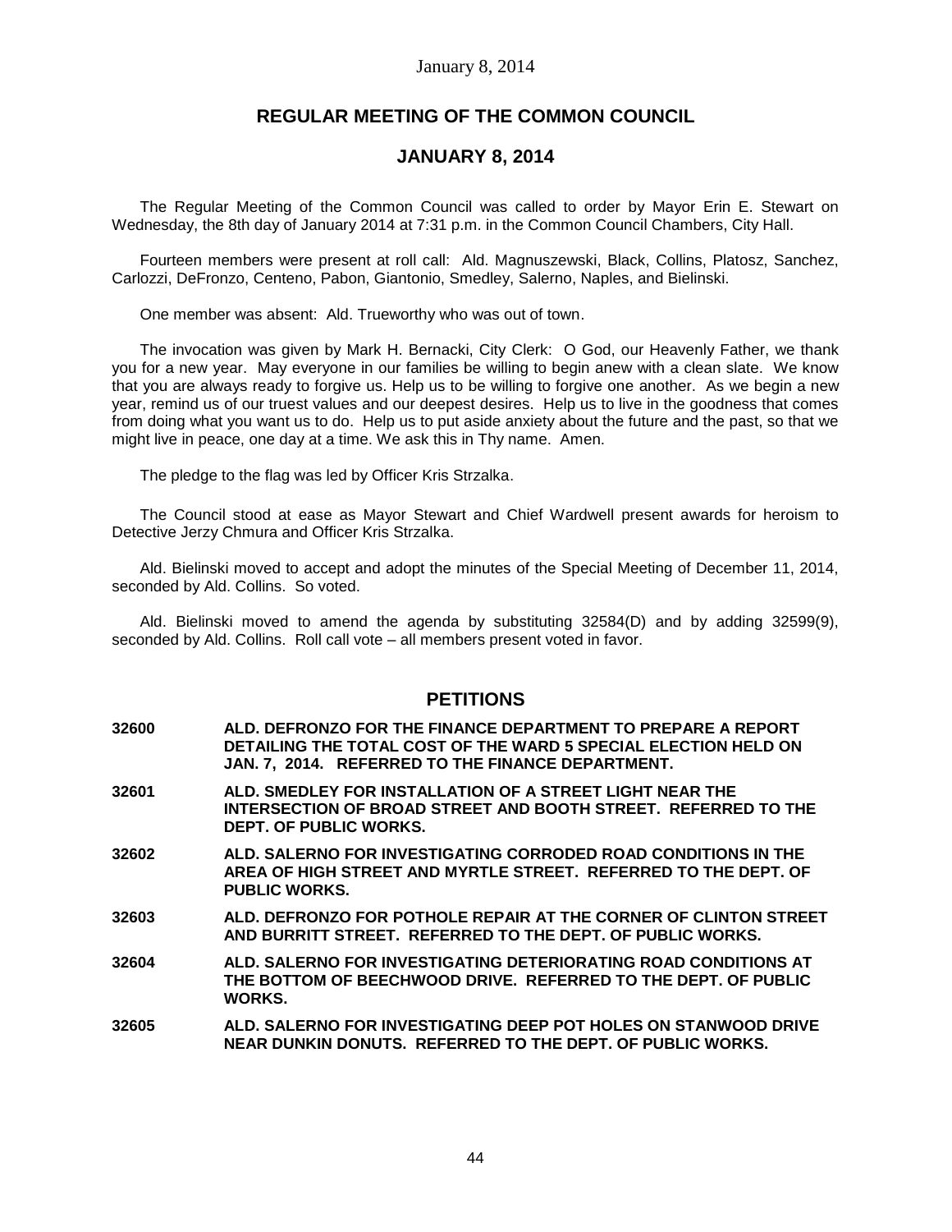January 8, 2014

# REGULAR MEETING OF THE COMMON COUNCIL

## JANUARY 8, 2014

The Regular Meeting of the Common Council was called to order by Mayor Erin E. Stewart on Wednesday, the 8th day of January 2014 at 7:31 p.m. in the Common Council Chambers, City Hall.

Fourteen members were present at roll call: Ald. Magnuszewski, Black, Collins, Platosz, Sanchez, Carlozzi, DeFronzo, Centeno, Pabon, Giantonio, Smedley, Salerno, Naples, and Bielinski.

One member was absent: Ald. Trueworthy who was out of town.

The invocation was given by Mark H. Bernacki, City Clerk: O God, our Heavenly Father, we thank you for a new year. May everyone in our families be willing to begin anew with a clean slate. We know that you are always ready to forgive us. Help us to be willing to forgive one another. As we begin a new year, remind us of our truest values and our deepest desires. Help us to live in the goodness that comes from doing what you want us to do. Help us to put aside anxiety about the future and the past, so that we might live in peace, one day at a time. We ask this in Thy name. Amen.

The pledge to the flag was led by Officer Kris Strzalka.

The Council stood at ease as Mayor Stewart and Chief Wardwell present awards for heroism to Detective Jerzy Chmura and Officer Kris Strzalka.

Ald. Bielinski moved to accept and adopt the minutes of the Special Meeting of December 11, 2014, seconded by Ald. Collins. So voted.

Ald. Bielinski moved to amend the agenda by substituting 32584(D) and by adding 32599(9), seconded by Ald. Collins. Roll call vote – all members present voted in favor.

## PETITIONS

**32600** **ALD. DEFRONZO FOR THE FINANCE DEPARTMENT TO PREPARE A REPORT DETAILING THE TOTAL COST OF THE WARD 5 SPECIAL ELECTION HELD ON JAN. 7, 2014. REFERRED TO THE FINANCE DEPARTMENT.**

**32601** **ALD. SMEDLEY FOR INSTALLATION OF A STREET LIGHT NEAR THE INTERSECTION OF BROAD STREET AND BOOTH STREET. REFERRED TO THE DEPT. OF PUBLIC WORKS.**

**32602** **ALD. SALERNO FOR INVESTIGATING CORRODED ROAD CONDITIONS IN THE AREA OF HIGH STREET AND MYRTLE STREET. REFERRED TO THE DEPT. OF PUBLIC WORKS.**

**32603** **ALD. DEFRONZO FOR POTHOLE REPAIR AT THE CORNER OF CLINTON STREET AND BURRITT STREET. REFERRED TO THE DEPT. OF PUBLIC WORKS.**

**32604** **ALD. SALERNO FOR INVESTIGATING DETERIORATING ROAD CONDITIONS AT THE BOTTOM OF BEECHWOOD DRIVE. REFERRED TO THE DEPT. OF PUBLIC WORKS.**

**32605** **ALD. SALERNO FOR INVESTIGATING DEEP POT HOLES ON STANWOOD DRIVE NEAR DUNKIN DONUTS. REFERRED TO THE DEPT. OF PUBLIC WORKS.**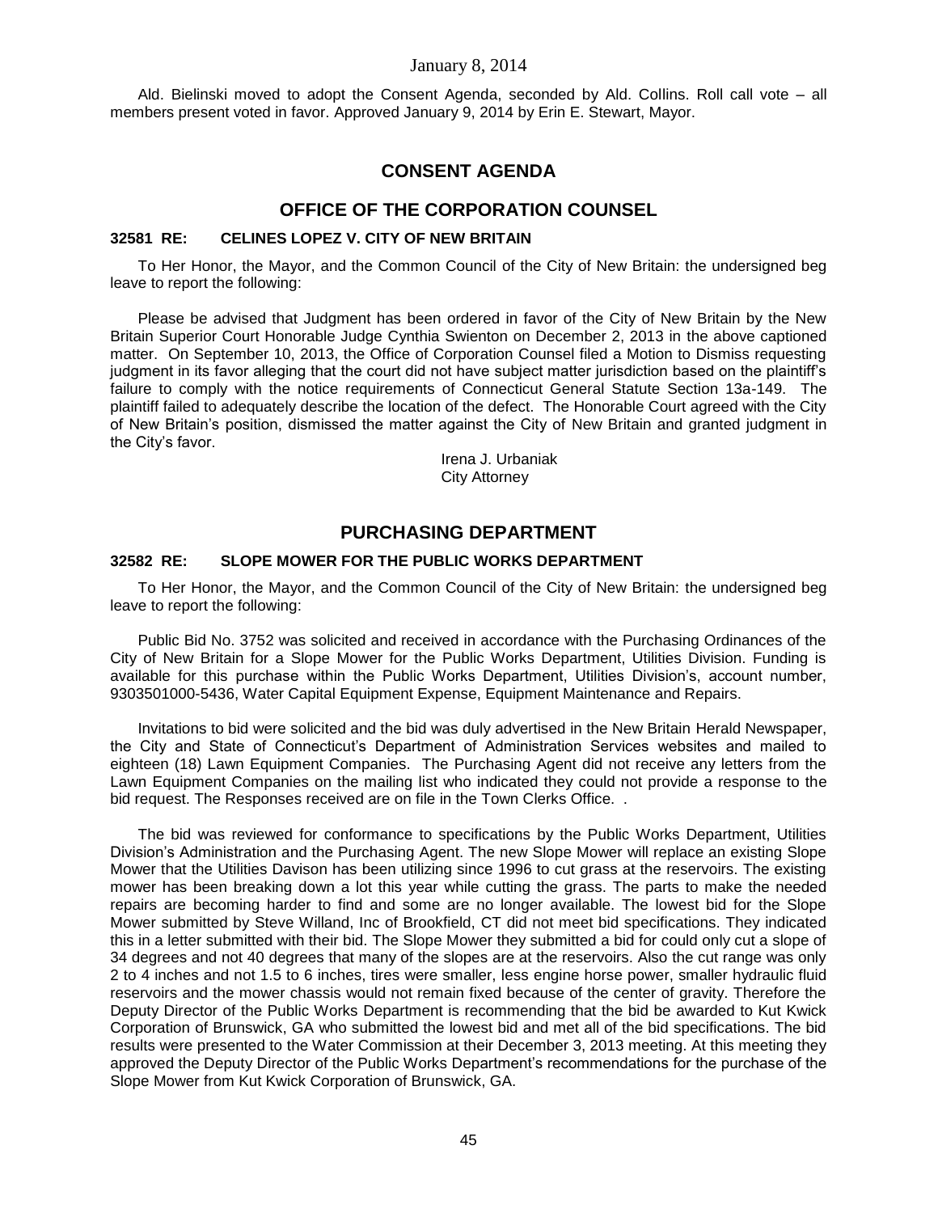Ald. Bielinski moved to adopt the Consent Agenda, seconded by Ald. Collins. Roll call vote – all members present voted in favor. Approved January 9, 2014 by Erin E. Stewart, Mayor.

# CONSENT AGENDA

## OFFICE OF THE CORPORATION COUNSEL

### 32581 RE: CELINES LOPEZ V. CITY OF NEW BRITAIN

To Her Honor, the Mayor, and the Common Council of the City of New Britain: the undersigned beg leave to report the following:

Please be advised that Judgment has been ordered in favor of the City of New Britain by the New Britain Superior Court Honorable Judge Cynthia Swienton on December 2, 2013 in the above captioned matter. On September 10, 2013, the Office of Corporation Counsel filed a Motion to Dismiss requesting judgment in its favor alleging that the court did not have subject matter jurisdiction based on the plaintiff's failure to comply with the notice requirements of Connecticut General Statute Section 13a-149. The plaintiff failed to adequately describe the location of the defect. The Honorable Court agreed with the City of New Britain's position, dismissed the matter against the City of New Britain and granted judgment in the City's favor.

Irena J. Urbaniak
City Attorney

## PURCHASING DEPARTMENT

### 32582 RE: SLOPE MOWER FOR THE PUBLIC WORKS DEPARTMENT

To Her Honor, the Mayor, and the Common Council of the City of New Britain: the undersigned beg leave to report the following:

Public Bid No. 3752 was solicited and received in accordance with the Purchasing Ordinances of the City of New Britain for a Slope Mower for the Public Works Department, Utilities Division. Funding is available for this purchase within the Public Works Department, Utilities Division's, account number, 9303501000-5436, Water Capital Equipment Expense, Equipment Maintenance and Repairs.

Invitations to bid were solicited and the bid was duly advertised in the New Britain Herald Newspaper, the City and State of Connecticut's Department of Administration Services websites and mailed to eighteen (18) Lawn Equipment Companies. The Purchasing Agent did not receive any letters from the Lawn Equipment Companies on the mailing list who indicated they could not provide a response to the bid request. The Responses received are on file in the Town Clerks Office. .

The bid was reviewed for conformance to specifications by the Public Works Department, Utilities Division's Administration and the Purchasing Agent. The new Slope Mower will replace an existing Slope Mower that the Utilities Davison has been utilizing since 1996 to cut grass at the reservoirs. The existing mower has been breaking down a lot this year while cutting the grass. The parts to make the needed repairs are becoming harder to find and some are no longer available. The lowest bid for the Slope Mower submitted by Steve Willand, Inc of Brookfield, CT did not meet bid specifications. They indicated this in a letter submitted with their bid. The Slope Mower they submitted a bid for could only cut a slope of 34 degrees and not 40 degrees that many of the slopes are at the reservoirs. Also the cut range was only 2 to 4 inches and not 1.5 to 6 inches, tires were smaller, less engine horse power, smaller hydraulic fluid reservoirs and the mower chassis would not remain fixed because of the center of gravity. Therefore the Deputy Director of the Public Works Department is recommending that the bid be awarded to Kut Kwick Corporation of Brunswick, GA who submitted the lowest bid and met all of the bid specifications. The bid results were presented to the Water Commission at their December 3, 2013 meeting. At this meeting they approved the Deputy Director of the Public Works Department's recommendations for the purchase of the Slope Mower from Kut Kwick Corporation of Brunswick, GA.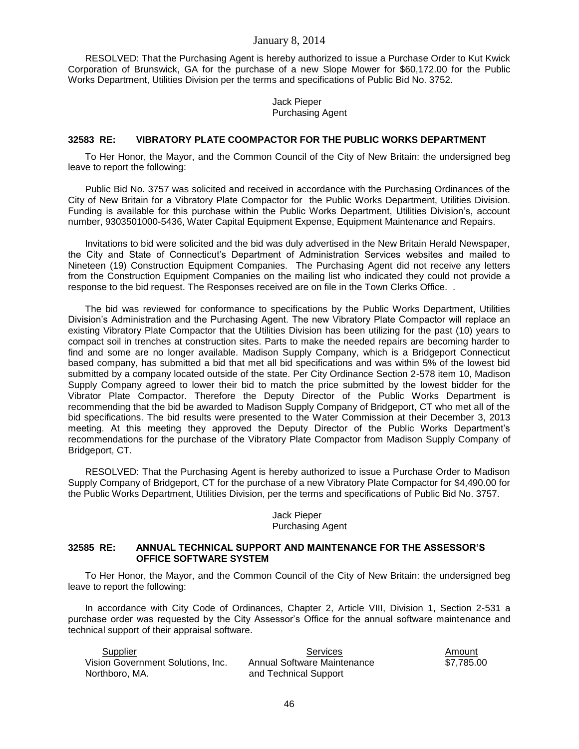RESOLVED: That the Purchasing Agent is hereby authorized to issue a Purchase Order to Kut Kwick Corporation of Brunswick, GA for the purchase of a new Slope Mower for $60,172.00 for the Public Works Department, Utilities Division per the terms and specifications of Public Bid No. 3752.

Jack Pieper
Purchasing Agent

### 32583 RE: VIBRATORY PLATE COOMPACTOR FOR THE PUBLIC WORKS DEPARTMENT

To Her Honor, the Mayor, and the Common Council of the City of New Britain: the undersigned beg leave to report the following:

Public Bid No. 3757 was solicited and received in accordance with the Purchasing Ordinances of the City of New Britain for a Vibratory Plate Compactor for the Public Works Department, Utilities Division. Funding is available for this purchase within the Public Works Department, Utilities Division's, account number, 9303501000-5436, Water Capital Equipment Expense, Equipment Maintenance and Repairs.

Invitations to bid were solicited and the bid was duly advertised in the New Britain Herald Newspaper, the City and State of Connecticut's Department of Administration Services websites and mailed to Nineteen (19) Construction Equipment Companies. The Purchasing Agent did not receive any letters from the Construction Equipment Companies on the mailing list who indicated they could not provide a response to the bid request. The Responses received are on file in the Town Clerks Office. .

The bid was reviewed for conformance to specifications by the Public Works Department, Utilities Division's Administration and the Purchasing Agent. The new Vibratory Plate Compactor will replace an existing Vibratory Plate Compactor that the Utilities Division has been utilizing for the past (10) years to compact soil in trenches at construction sites. Parts to make the needed repairs are becoming harder to find and some are no longer available. Madison Supply Company, which is a Bridgeport Connecticut based company, has submitted a bid that met all bid specifications and was within 5% of the lowest bid submitted by a company located outside of the state. Per City Ordinance Section 2-578 item 10, Madison Supply Company agreed to lower their bid to match the price submitted by the lowest bidder for the Vibrator Plate Compactor. Therefore the Deputy Director of the Public Works Department is recommending that the bid be awarded to Madison Supply Company of Bridgeport, CT who met all of the bid specifications. The bid results were presented to the Water Commission at their December 3, 2013 meeting. At this meeting they approved the Deputy Director of the Public Works Department's recommendations for the purchase of the Vibratory Plate Compactor from Madison Supply Company of Bridgeport, CT.

RESOLVED: That the Purchasing Agent is hereby authorized to issue a Purchase Order to Madison Supply Company of Bridgeport, CT for the purchase of a new Vibratory Plate Compactor for $4,490.00 for the Public Works Department, Utilities Division, per the terms and specifications of Public Bid No. 3757.

Jack Pieper
Purchasing Agent

### 32585 RE: ANNUAL TECHNICAL SUPPORT AND MAINTENANCE FOR THE ASSESSOR'S OFFICE SOFTWARE SYSTEM

To Her Honor, the Mayor, and the Common Council of the City of New Britain: the undersigned beg leave to report the following:

In accordance with City Code of Ordinances, Chapter 2, Article VIII, Division 1, Section 2-531 a purchase order was requested by the City Assessor's Office for the annual software maintenance and technical support of their appraisal software.

| Supplier | Services | Amount |
|---|---|---|
| Vision Government Solutions, Inc. Northboro, MA. | Annual Software Maintenance and Technical Support | $7,785.00 |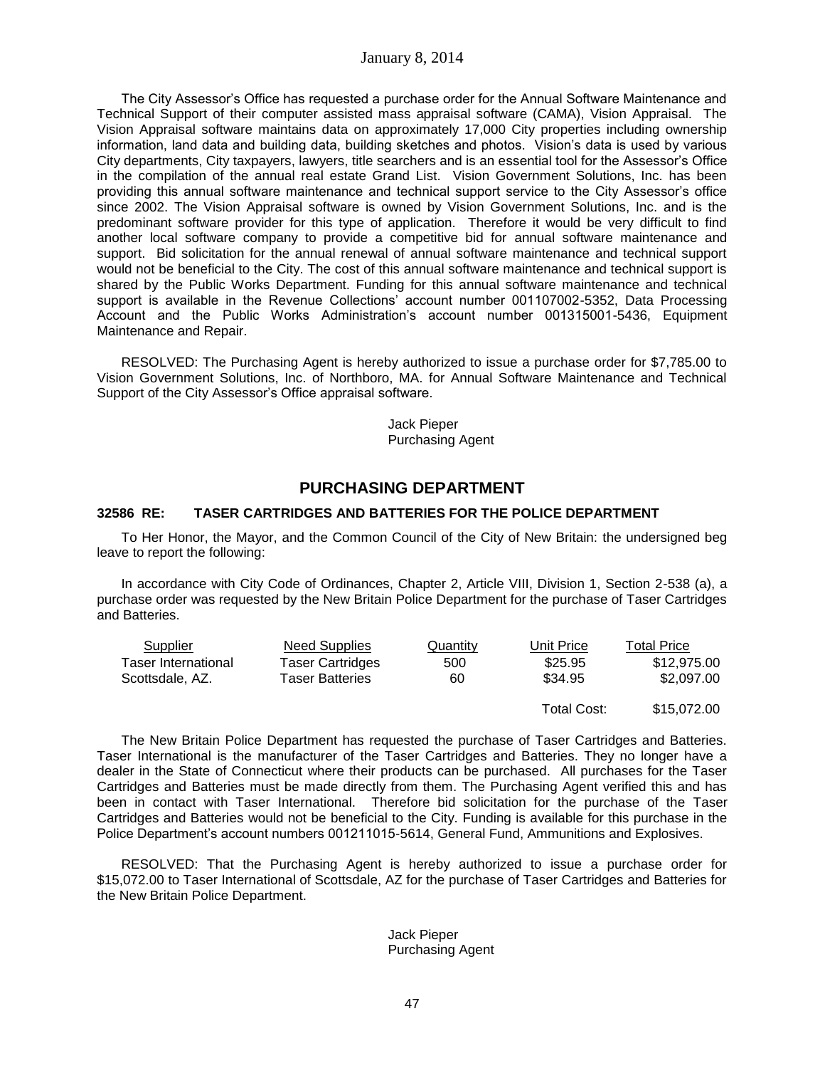The City Assessor's Office has requested a purchase order for the Annual Software Maintenance and Technical Support of their computer assisted mass appraisal software (CAMA), Vision Appraisal. The Vision Appraisal software maintains data on approximately 17,000 City properties including ownership information, land data and building data, building sketches and photos. Vision's data is used by various City departments, City taxpayers, lawyers, title searchers and is an essential tool for the Assessor's Office in the compilation of the annual real estate Grand List. Vision Government Solutions, Inc. has been providing this annual software maintenance and technical support service to the City Assessor's office since 2002. The Vision Appraisal software is owned by Vision Government Solutions, Inc. and is the predominant software provider for this type of application. Therefore it would be very difficult to find another local software company to provide a competitive bid for annual software maintenance and support. Bid solicitation for the annual renewal of annual software maintenance and technical support would not be beneficial to the City. The cost of this annual software maintenance and technical support is shared by the Public Works Department. Funding for this annual software maintenance and technical support is available in the Revenue Collections' account number 001107002-5352, Data Processing Account and the Public Works Administration's account number 001315001-5436, Equipment Maintenance and Repair.

RESOLVED: The Purchasing Agent is hereby authorized to issue a purchase order for $7,785.00 to Vision Government Solutions, Inc. of Northboro, MA. for Annual Software Maintenance and Technical Support of the City Assessor's Office appraisal software.

Jack Pieper
Purchasing Agent

## PURCHASING DEPARTMENT

**32586 RE: TASER CARTRIDGES AND BATTERIES FOR THE POLICE DEPARTMENT**

To Her Honor, the Mayor, and the Common Council of the City of New Britain: the undersigned beg leave to report the following:

In accordance with City Code of Ordinances, Chapter 2, Article VIII, Division 1, Section 2-538 (a), a purchase order was requested by the New Britain Police Department for the purchase of Taser Cartridges and Batteries.

| Supplier | Need Supplies | Quantity | Unit Price | Total Price |
|---|---|---|---|---|
| Taser International | Taser Cartridges | 500 | $25.95 | $12,975.00 |
| Scottsdale, AZ. | Taser Batteries | 60 | $34.95 | $2,097.00 |
| | | | Total Cost: | $15,072.00 |

The New Britain Police Department has requested the purchase of Taser Cartridges and Batteries. Taser International is the manufacturer of the Taser Cartridges and Batteries. They no longer have a dealer in the State of Connecticut where their products can be purchased. All purchases for the Taser Cartridges and Batteries must be made directly from them. The Purchasing Agent verified this and has been in contact with Taser International. Therefore bid solicitation for the purchase of the Taser Cartridges and Batteries would not be beneficial to the City. Funding is available for this purchase in the Police Department's account numbers 001211015-5614, General Fund, Ammunitions and Explosives.

RESOLVED: That the Purchasing Agent is hereby authorized to issue a purchase order for $15,072.00 to Taser International of Scottsdale, AZ for the purchase of Taser Cartridges and Batteries for the New Britain Police Department.

Jack Pieper
Purchasing Agent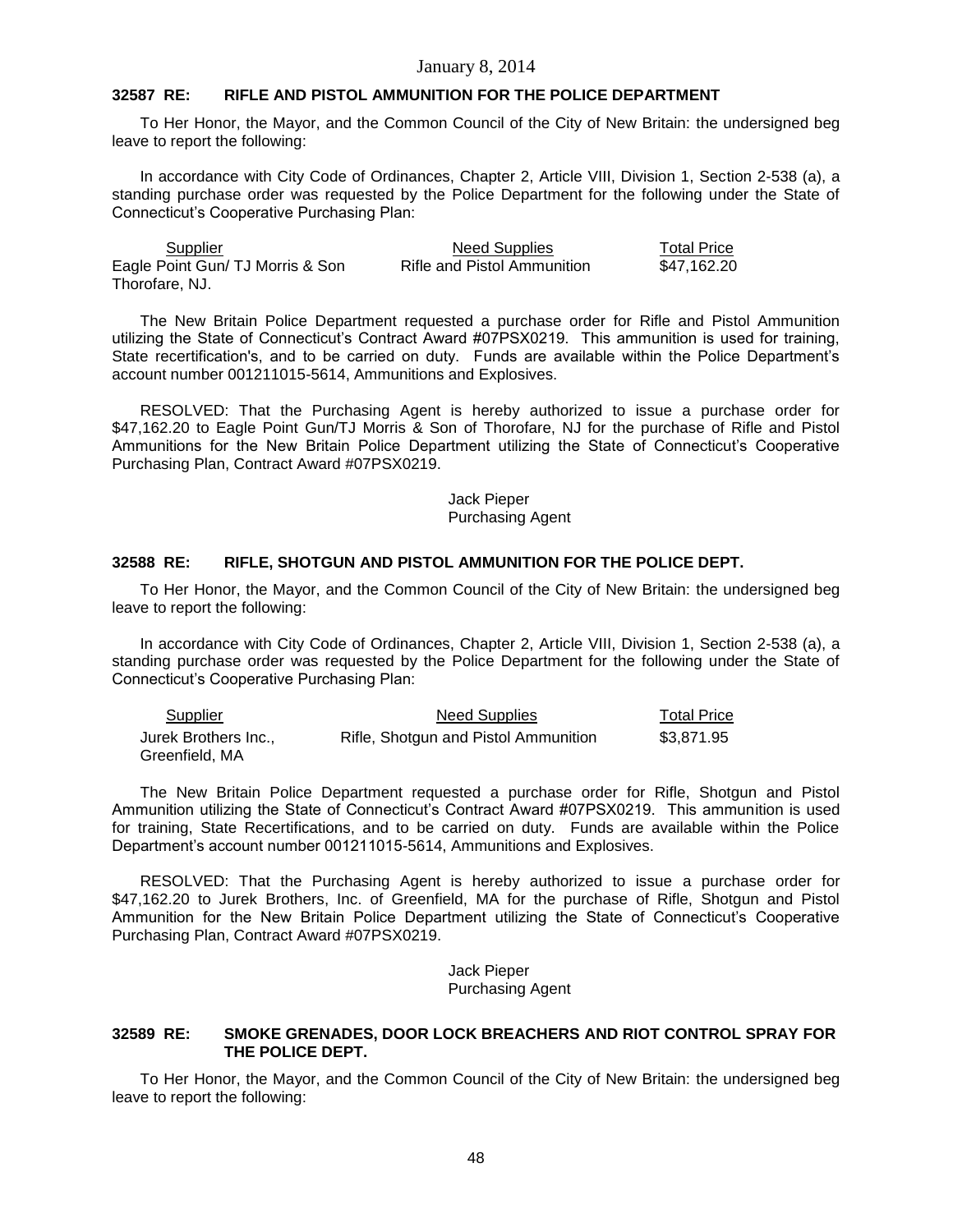January 8, 2014

**32587 RE: RIFLE AND PISTOL AMMUNITION FOR THE POLICE DEPARTMENT**

To Her Honor, the Mayor, and the Common Council of the City of New Britain: the undersigned beg leave to report the following:

In accordance with City Code of Ordinances, Chapter 2, Article VIII, Division 1, Section 2-538 (a), a standing purchase order was requested by the Police Department for the following under the State of Connecticut's Cooperative Purchasing Plan:

| Supplier | Need Supplies | Total Price |
|---|---|---|
| Eagle Point Gun/ TJ Morris & Son Thorofare, NJ. | Rifle and Pistol Ammunition | \$47,162.20 |

The New Britain Police Department requested a purchase order for Rifle and Pistol Ammunition utilizing the State of Connecticut's Contract Award #07PSX0219. This ammunition is used for training, State recertification's, and to be carried on duty. Funds are available within the Police Department's account number 001211015-5614, Ammunitions and Explosives.

RESOLVED: That the Purchasing Agent is hereby authorized to issue a purchase order for \$47,162.20 to Eagle Point Gun/TJ Morris & Son of Thorofare, NJ for the purchase of Rifle and Pistol Ammunitions for the New Britain Police Department utilizing the State of Connecticut's Cooperative Purchasing Plan, Contract Award #07PSX0219.

Jack Pieper
Purchasing Agent

**32588 RE: RIFLE, SHOTGUN AND PISTOL AMMUNITION FOR THE POLICE DEPT.**

To Her Honor, the Mayor, and the Common Council of the City of New Britain: the undersigned beg leave to report the following:

In accordance with City Code of Ordinances, Chapter 2, Article VIII, Division 1, Section 2-538 (a), a standing purchase order was requested by the Police Department for the following under the State of Connecticut's Cooperative Purchasing Plan:

| Supplier | Need Supplies | Total Price |
|---|---|---|
| Jurek Brothers Inc., Greenfield, MA | Rifle, Shotgun and Pistol Ammunition | \$3,871.95 |

The New Britain Police Department requested a purchase order for Rifle, Shotgun and Pistol Ammunition utilizing the State of Connecticut's Contract Award #07PSX0219. This ammunition is used for training, State Recertifications, and to be carried on duty. Funds are available within the Police Department's account number 001211015-5614, Ammunitions and Explosives.

RESOLVED: That the Purchasing Agent is hereby authorized to issue a purchase order for \$47,162.20 to Jurek Brothers, Inc. of Greenfield, MA for the purchase of Rifle, Shotgun and Pistol Ammunition for the New Britain Police Department utilizing the State of Connecticut's Cooperative Purchasing Plan, Contract Award #07PSX0219.

Jack Pieper
Purchasing Agent

**32589 RE: SMOKE GRENADES, DOOR LOCK BREACHERS AND RIOT CONTROL SPRAY FOR THE POLICE DEPT.**

To Her Honor, the Mayor, and the Common Council of the City of New Britain: the undersigned beg leave to report the following: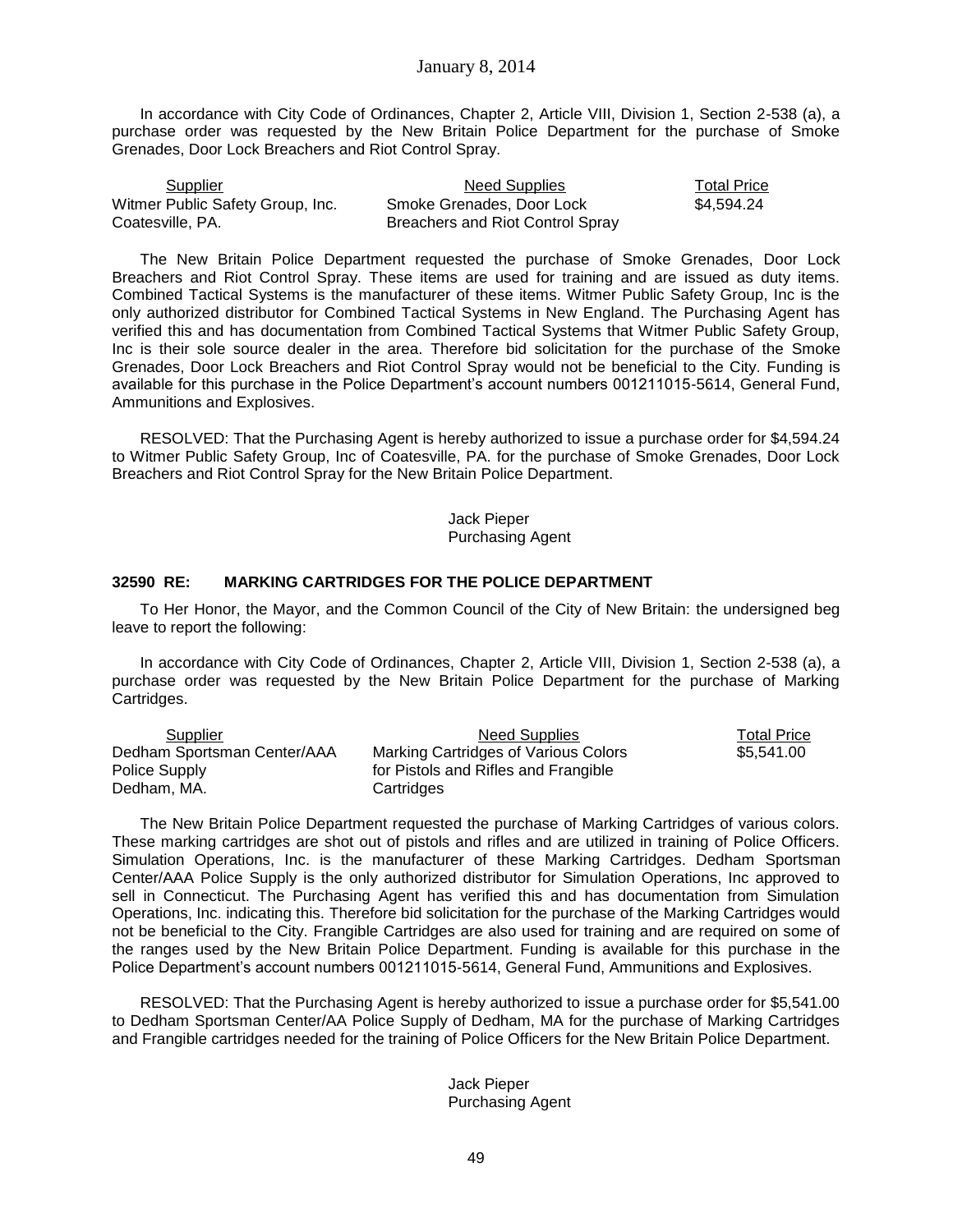In accordance with City Code of Ordinances, Chapter 2, Article VIII, Division 1, Section 2-538 (a), a purchase order was requested by the New Britain Police Department for the purchase of Smoke Grenades, Door Lock Breachers and Riot Control Spray.

| Supplier | Need Supplies | Total Price |
|---|---|---|
| Witmer Public Safety Group, Inc. Coatesville, PA. | Smoke Grenades, Door Lock Breachers and Riot Control Spray | $4,594.24 |

The New Britain Police Department requested the purchase of Smoke Grenades, Door Lock Breachers and Riot Control Spray. These items are used for training and are issued as duty items. Combined Tactical Systems is the manufacturer of these items. Witmer Public Safety Group, Inc is the only authorized distributor for Combined Tactical Systems in New England. The Purchasing Agent has verified this and has documentation from Combined Tactical Systems that Witmer Public Safety Group, Inc is their sole source dealer in the area. Therefore bid solicitation for the purchase of the Smoke Grenades, Door Lock Breachers and Riot Control Spray would not be beneficial to the City. Funding is available for this purchase in the Police Department's account numbers 001211015-5614, General Fund, Ammunitions and Explosives.

RESOLVED: That the Purchasing Agent is hereby authorized to issue a purchase order for $4,594.24 to Witmer Public Safety Group, Inc of Coatesville, PA. for the purchase of Smoke Grenades, Door Lock Breachers and Riot Control Spray for the New Britain Police Department.

Jack Pieper
Purchasing Agent

**32590 RE: MARKING CARTRIDGES FOR THE POLICE DEPARTMENT**

To Her Honor, the Mayor, and the Common Council of the City of New Britain: the undersigned beg leave to report the following:

In accordance with City Code of Ordinances, Chapter 2, Article VIII, Division 1, Section 2-538 (a), a purchase order was requested by the New Britain Police Department for the purchase of Marking Cartridges.

| Supplier | Need Supplies | Total Price |
|---|---|---|
| Dedham Sportsman Center/AAA Police Supply Dedham, MA. | Marking Cartridges of Various Colors for Pistols and Rifles and Frangible Cartridges | $5,541.00 |

The New Britain Police Department requested the purchase of Marking Cartridges of various colors. These marking cartridges are shot out of pistols and rifles and are utilized in training of Police Officers. Simulation Operations, Inc. is the manufacturer of these Marking Cartridges. Dedham Sportsman Center/AAA Police Supply is the only authorized distributor for Simulation Operations, Inc approved to sell in Connecticut. The Purchasing Agent has verified this and has documentation from Simulation Operations, Inc. indicating this. Therefore bid solicitation for the purchase of the Marking Cartridges would not be beneficial to the City. Frangible Cartridges are also used for training and are required on some of the ranges used by the New Britain Police Department. Funding is available for this purchase in the Police Department's account numbers 001211015-5614, General Fund, Ammunitions and Explosives.

RESOLVED: That the Purchasing Agent is hereby authorized to issue a purchase order for $5,541.00 to Dedham Sportsman Center/AA Police Supply of Dedham, MA for the purchase of Marking Cartridges and Frangible cartridges needed for the training of Police Officers for the New Britain Police Department.

Jack Pieper
Purchasing Agent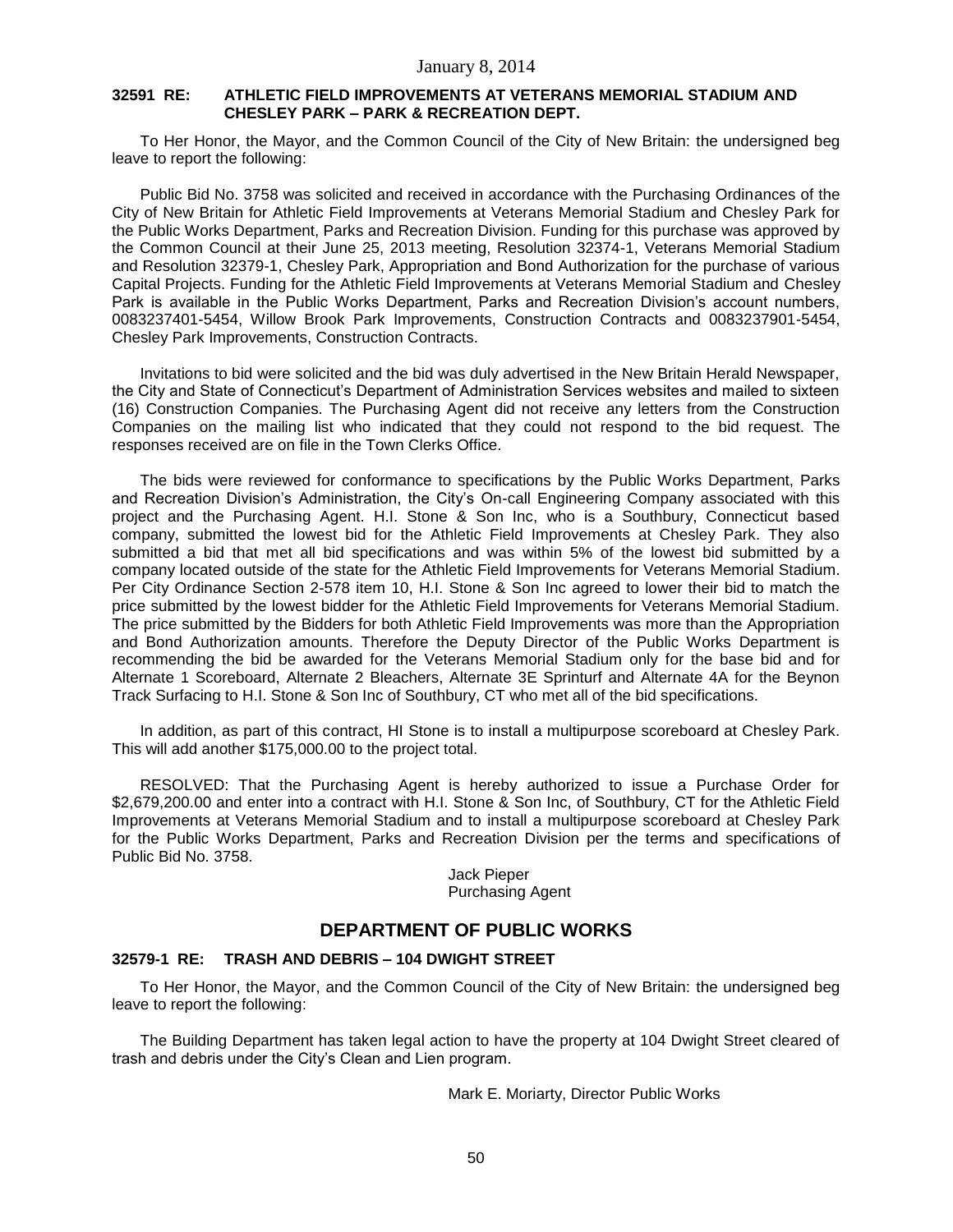**32591 RE: ATHLETIC FIELD IMPROVEMENTS AT VETERANS MEMORIAL STADIUM AND CHESLEY PARK – PARK & RECREATION DEPT.**

To Her Honor, the Mayor, and the Common Council of the City of New Britain: the undersigned beg leave to report the following:

Public Bid No. 3758 was solicited and received in accordance with the Purchasing Ordinances of the City of New Britain for Athletic Field Improvements at Veterans Memorial Stadium and Chesley Park for the Public Works Department, Parks and Recreation Division. Funding for this purchase was approved by the Common Council at their June 25, 2013 meeting, Resolution 32374-1, Veterans Memorial Stadium and Resolution 32379-1, Chesley Park, Appropriation and Bond Authorization for the purchase of various Capital Projects. Funding for the Athletic Field Improvements at Veterans Memorial Stadium and Chesley Park is available in the Public Works Department, Parks and Recreation Division's account numbers, 0083237401-5454, Willow Brook Park Improvements, Construction Contracts and 0083237901-5454, Chesley Park Improvements, Construction Contracts.

Invitations to bid were solicited and the bid was duly advertised in the New Britain Herald Newspaper, the City and State of Connecticut's Department of Administration Services websites and mailed to sixteen (16) Construction Companies. The Purchasing Agent did not receive any letters from the Construction Companies on the mailing list who indicated that they could not respond to the bid request. The responses received are on file in the Town Clerks Office.

The bids were reviewed for conformance to specifications by the Public Works Department, Parks and Recreation Division's Administration, the City's On-call Engineering Company associated with this project and the Purchasing Agent. H.I. Stone & Son Inc, who is a Southbury, Connecticut based company, submitted the lowest bid for the Athletic Field Improvements at Chesley Park. They also submitted a bid that met all bid specifications and was within 5% of the lowest bid submitted by a company located outside of the state for the Athletic Field Improvements for Veterans Memorial Stadium. Per City Ordinance Section 2-578 item 10, H.I. Stone & Son Inc agreed to lower their bid to match the price submitted by the lowest bidder for the Athletic Field Improvements for Veterans Memorial Stadium. The price submitted by the Bidders for both Athletic Field Improvements was more than the Appropriation and Bond Authorization amounts. Therefore the Deputy Director of the Public Works Department is recommending the bid be awarded for the Veterans Memorial Stadium only for the base bid and for Alternate 1 Scoreboard, Alternate 2 Bleachers, Alternate 3E Sprinturf and Alternate 4A for the Beynon Track Surfacing to H.I. Stone & Son Inc of Southbury, CT who met all of the bid specifications.

In addition, as part of this contract, HI Stone is to install a multipurpose scoreboard at Chesley Park. This will add another $175,000.00 to the project total.

RESOLVED: That the Purchasing Agent is hereby authorized to issue a Purchase Order for $2,679,200.00 and enter into a contract with H.I. Stone & Son Inc, of Southbury, CT for the Athletic Field Improvements at Veterans Memorial Stadium and to install a multipurpose scoreboard at Chesley Park for the Public Works Department, Parks and Recreation Division per the terms and specifications of Public Bid No. 3758.

Jack Pieper
Purchasing Agent

## DEPARTMENT OF PUBLIC WORKS

**32579-1 RE: TRASH AND DEBRIS – 104 DWIGHT STREET**

To Her Honor, the Mayor, and the Common Council of the City of New Britain: the undersigned beg leave to report the following:

The Building Department has taken legal action to have the property at 104 Dwight Street cleared of trash and debris under the City's Clean and Lien program.

Mark E. Moriarty, Director Public Works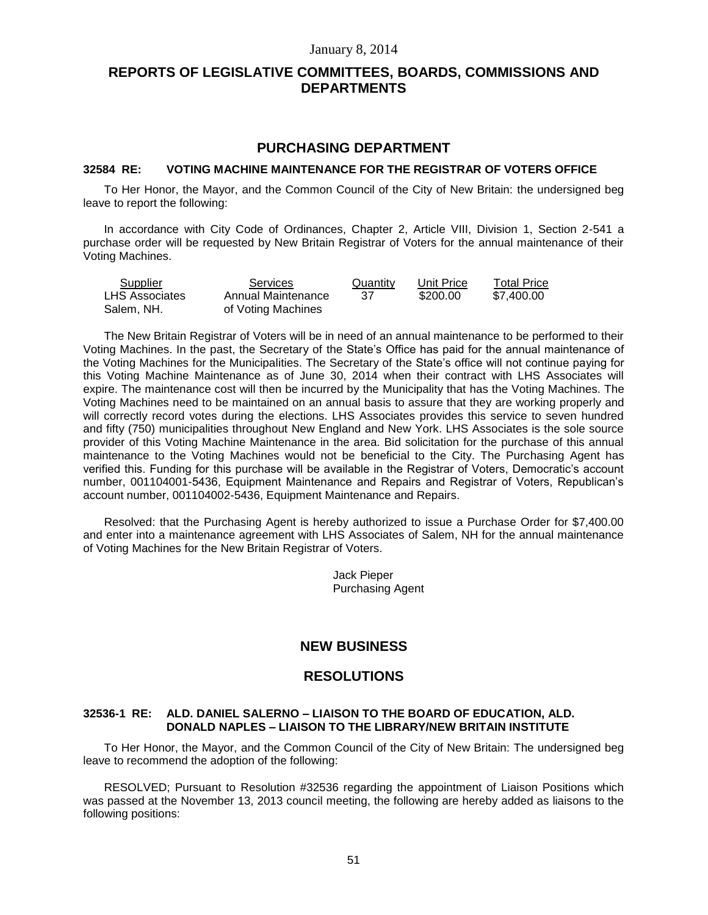January 8, 2014

# REPORTS OF LEGISLATIVE COMMITTEES, BOARDS, COMMISSIONS AND DEPARTMENTS

## PURCHASING DEPARTMENT

### 32584 RE: VOTING MACHINE MAINTENANCE FOR THE REGISTRAR OF VOTERS OFFICE

To Her Honor, the Mayor, and the Common Council of the City of New Britain: the undersigned beg leave to report the following:

In accordance with City Code of Ordinances, Chapter 2, Article VIII, Division 1, Section 2-541 a purchase order will be requested by New Britain Registrar of Voters for the annual maintenance of their Voting Machines.

| Supplier | Services | Quantity | Unit Price | Total Price |
|---|---|---|---|---|
| LHS Associates Salem, NH. | Annual Maintenance of Voting Machines | 37 | $200.00 | $7,400.00 |

The New Britain Registrar of Voters will be in need of an annual maintenance to be performed to their Voting Machines. In the past, the Secretary of the State's Office has paid for the annual maintenance of the Voting Machines for the Municipalities. The Secretary of the State's office will not continue paying for this Voting Machine Maintenance as of June 30, 2014 when their contract with LHS Associates will expire. The maintenance cost will then be incurred by the Municipality that has the Voting Machines. The Voting Machines need to be maintained on an annual basis to assure that they are working properly and will correctly record votes during the elections. LHS Associates provides this service to seven hundred and fifty (750) municipalities throughout New England and New York. LHS Associates is the sole source provider of this Voting Machine Maintenance in the area. Bid solicitation for the purchase of this annual maintenance to the Voting Machines would not be beneficial to the City. The Purchasing Agent has verified this. Funding for this purchase will be available in the Registrar of Voters, Democratic's account number, 001104001-5436, Equipment Maintenance and Repairs and Registrar of Voters, Republican's account number, 001104002-5436, Equipment Maintenance and Repairs.

Resolved: that the Purchasing Agent is hereby authorized to issue a Purchase Order for $7,400.00 and enter into a maintenance agreement with LHS Associates of Salem, NH for the annual maintenance of Voting Machines for the New Britain Registrar of Voters.

Jack Pieper
Purchasing Agent

## NEW BUSINESS

## RESOLUTIONS

### 32536-1 RE: ALD. DANIEL SALERNO – LIAISON TO THE BOARD OF EDUCATION, ALD. DONALD NAPLES – LIAISON TO THE LIBRARY/NEW BRITAIN INSTITUTE

To Her Honor, the Mayor, and the Common Council of the City of New Britain: The undersigned beg leave to recommend the adoption of the following:

RESOLVED; Pursuant to Resolution #32536 regarding the appointment of Liaison Positions which was passed at the November 13, 2013 council meeting, the following are hereby added as liaisons to the following positions: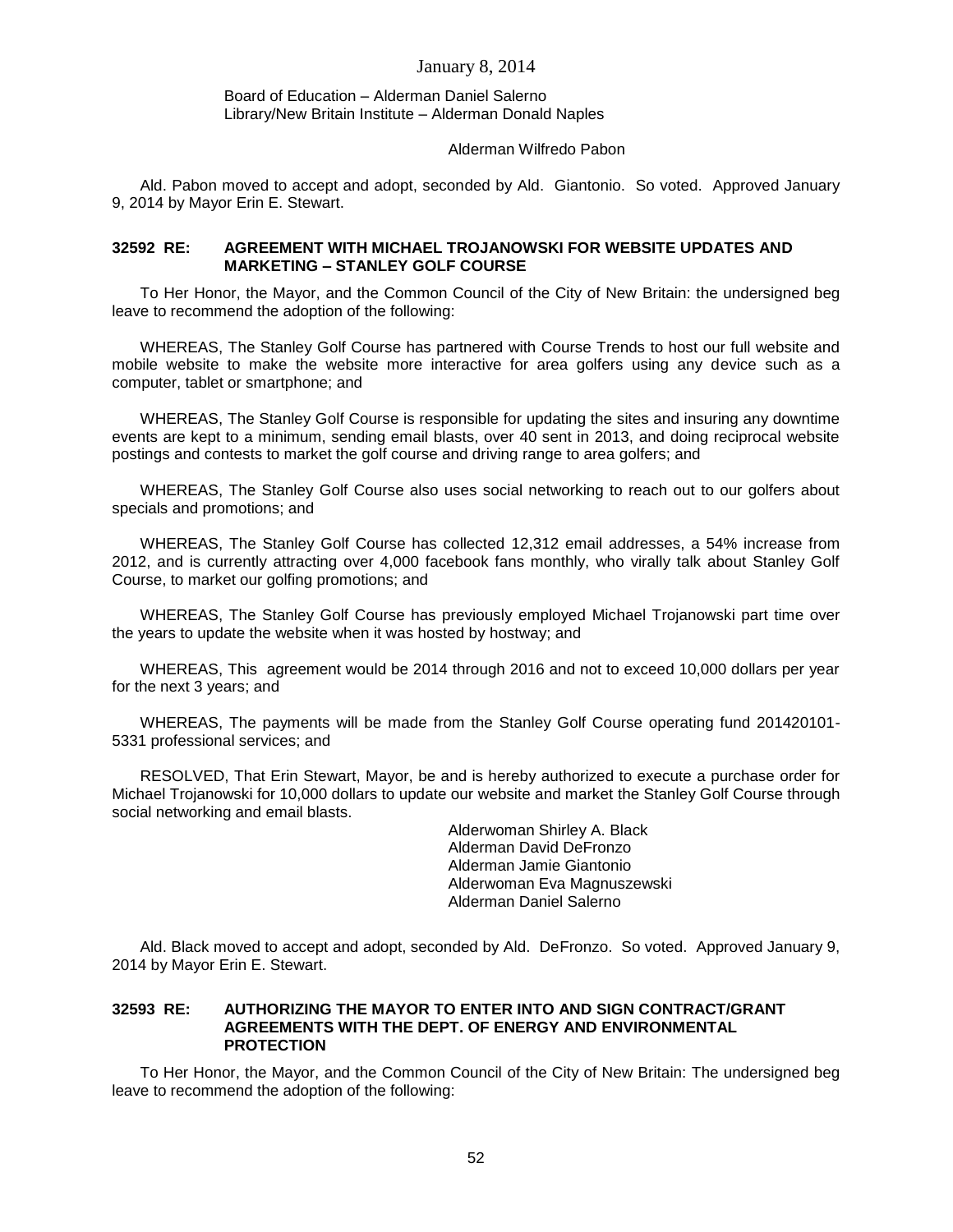Board of Education – Alderman Daniel Salerno
Library/New Britain Institute – Alderman Donald Naples

Alderman Wilfredo Pabon

Ald. Pabon moved to accept and adopt, seconded by Ald. Giantonio. So voted. Approved January 9, 2014 by Mayor Erin E. Stewart.

**32592 RE: AGREEMENT WITH MICHAEL TROJANOWSKI FOR WEBSITE UPDATES AND MARKETING – STANLEY GOLF COURSE**

To Her Honor, the Mayor, and the Common Council of the City of New Britain: the undersigned beg leave to recommend the adoption of the following:

WHEREAS, The Stanley Golf Course has partnered with Course Trends to host our full website and mobile website to make the website more interactive for area golfers using any device such as a computer, tablet or smartphone; and

WHEREAS, The Stanley Golf Course is responsible for updating the sites and insuring any downtime events are kept to a minimum, sending email blasts, over 40 sent in 2013, and doing reciprocal website postings and contests to market the golf course and driving range to area golfers; and

WHEREAS, The Stanley Golf Course also uses social networking to reach out to our golfers about specials and promotions; and

WHEREAS, The Stanley Golf Course has collected 12,312 email addresses, a 54% increase from 2012, and is currently attracting over 4,000 facebook fans monthly, who virally talk about Stanley Golf Course, to market our golfing promotions; and

WHEREAS, The Stanley Golf Course has previously employed Michael Trojanowski part time over the years to update the website when it was hosted by hostway; and

WHEREAS, This agreement would be 2014 through 2016 and not to exceed 10,000 dollars per year for the next 3 years; and

WHEREAS, The payments will be made from the Stanley Golf Course operating fund 201420101-5331 professional services; and

RESOLVED, That Erin Stewart, Mayor, be and is hereby authorized to execute a purchase order for Michael Trojanowski for 10,000 dollars to update our website and market the Stanley Golf Course through social networking and email blasts.

Alderwoman Shirley A. Black
Alderman David DeFronzo
Alderman Jamie Giantonio
Alderwoman Eva Magnuszewski
Alderman Daniel Salerno

Ald. Black moved to accept and adopt, seconded by Ald. DeFronzo. So voted. Approved January 9, 2014 by Mayor Erin E. Stewart.

**32593 RE: AUTHORIZING THE MAYOR TO ENTER INTO AND SIGN CONTRACT/GRANT AGREEMENTS WITH THE DEPT. OF ENERGY AND ENVIRONMENTAL PROTECTION**

To Her Honor, the Mayor, and the Common Council of the City of New Britain: The undersigned beg leave to recommend the adoption of the following: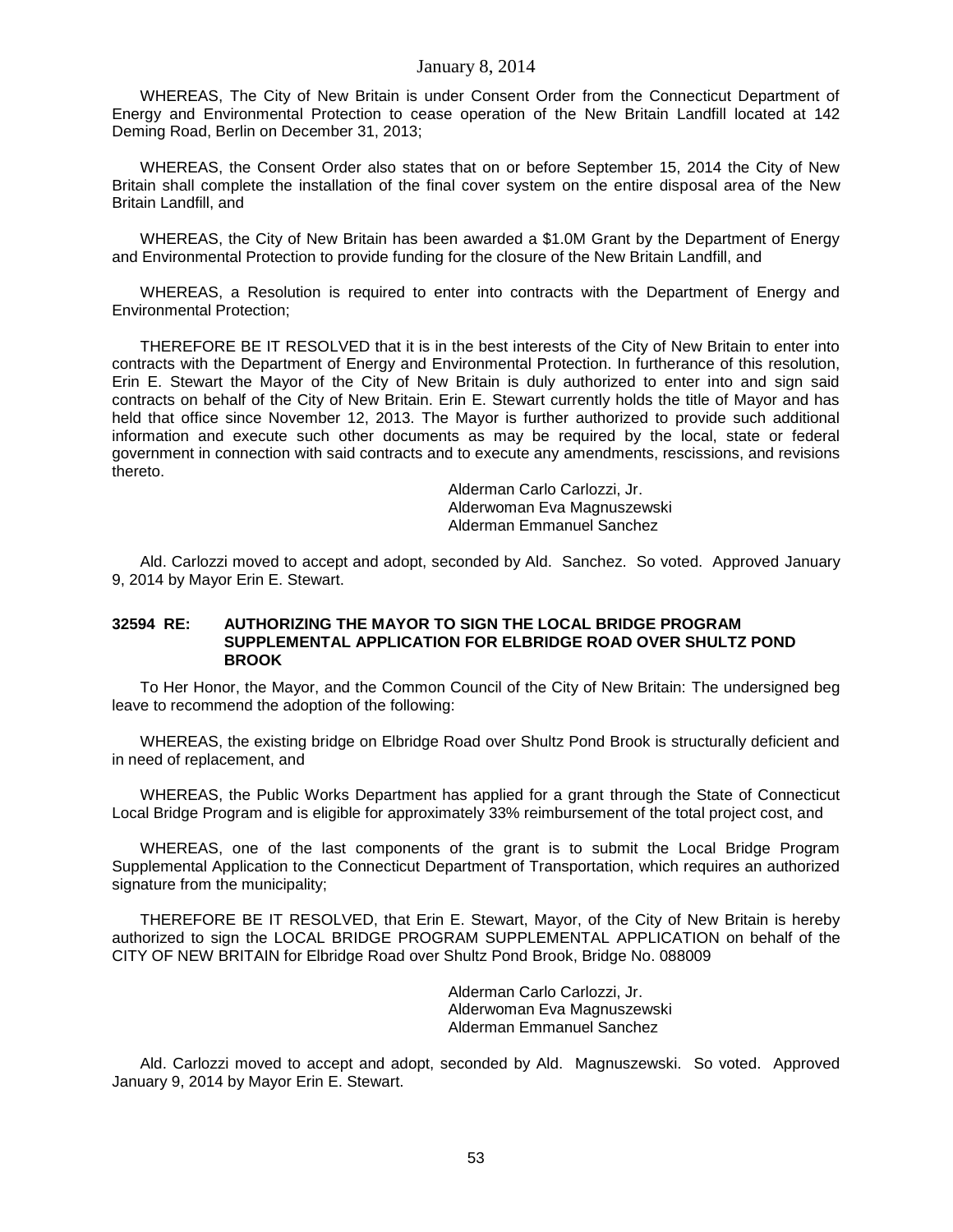WHEREAS, The City of New Britain is under Consent Order from the Connecticut Department of Energy and Environmental Protection to cease operation of the New Britain Landfill located at 142 Deming Road, Berlin on December 31, 2013;

WHEREAS, the Consent Order also states that on or before September 15, 2014 the City of New Britain shall complete the installation of the final cover system on the entire disposal area of the New Britain Landfill, and

WHEREAS, the City of New Britain has been awarded a $1.0M Grant by the Department of Energy and Environmental Protection to provide funding for the closure of the New Britain Landfill, and

WHEREAS, a Resolution is required to enter into contracts with the Department of Energy and Environmental Protection;

THEREFORE BE IT RESOLVED that it is in the best interests of the City of New Britain to enter into contracts with the Department of Energy and Environmental Protection. In furtherance of this resolution, Erin E. Stewart the Mayor of the City of New Britain is duly authorized to enter into and sign said contracts on behalf of the City of New Britain. Erin E. Stewart currently holds the title of Mayor and has held that office since November 12, 2013. The Mayor is further authorized to provide such additional information and execute such other documents as may be required by the local, state or federal government in connection with said contracts and to execute any amendments, rescissions, and revisions thereto.

Alderman Carlo Carlozzi, Jr.
Alderwoman Eva Magnuszewski
Alderman Emmanuel Sanchez

Ald. Carlozzi moved to accept and adopt, seconded by Ald. Sanchez. So voted. Approved January 9, 2014 by Mayor Erin E. Stewart.

**32594 RE: AUTHORIZING THE MAYOR TO SIGN THE LOCAL BRIDGE PROGRAM SUPPLEMENTAL APPLICATION FOR ELBRIDGE ROAD OVER SHULTZ POND BROOK**

To Her Honor, the Mayor, and the Common Council of the City of New Britain: The undersigned beg leave to recommend the adoption of the following:

WHEREAS, the existing bridge on Elbridge Road over Shultz Pond Brook is structurally deficient and in need of replacement, and

WHEREAS, the Public Works Department has applied for a grant through the State of Connecticut Local Bridge Program and is eligible for approximately 33% reimbursement of the total project cost, and

WHEREAS, one of the last components of the grant is to submit the Local Bridge Program Supplemental Application to the Connecticut Department of Transportation, which requires an authorized signature from the municipality;

THEREFORE BE IT RESOLVED, that Erin E. Stewart, Mayor, of the City of New Britain is hereby authorized to sign the LOCAL BRIDGE PROGRAM SUPPLEMENTAL APPLICATION on behalf of the CITY OF NEW BRITAIN for Elbridge Road over Shultz Pond Brook, Bridge No. 088009

Alderman Carlo Carlozzi, Jr.
Alderwoman Eva Magnuszewski
Alderman Emmanuel Sanchez

Ald. Carlozzi moved to accept and adopt, seconded by Ald. Magnuszewski. So voted. Approved January 9, 2014 by Mayor Erin E. Stewart.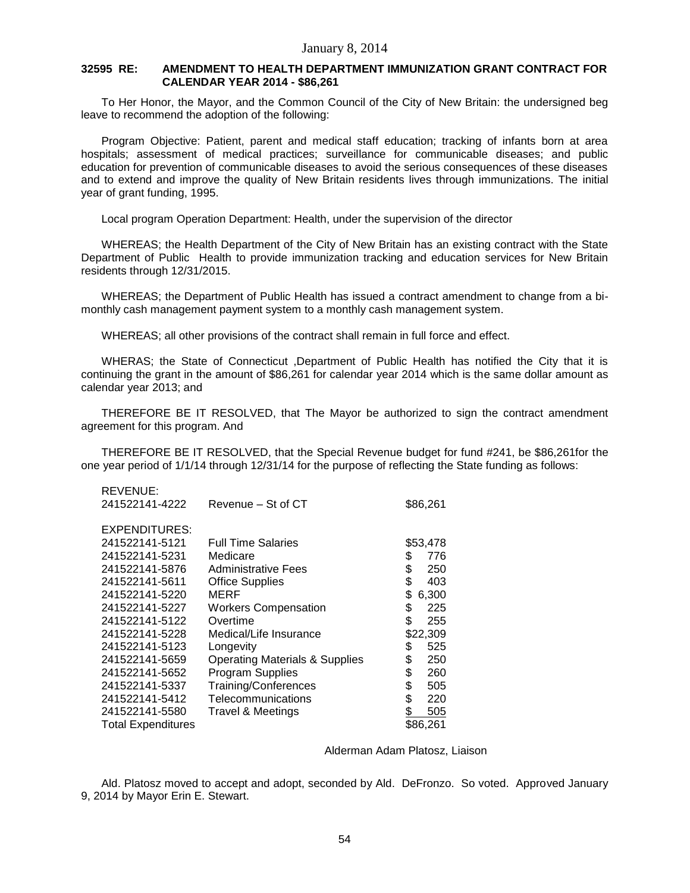January 8, 2014

**32595 RE: AMENDMENT TO HEALTH DEPARTMENT IMMUNIZATION GRANT CONTRACT FOR CALENDAR YEAR 2014 - $86,261**

To Her Honor, the Mayor, and the Common Council of the City of New Britain: the undersigned beg leave to recommend the adoption of the following:

Program Objective: Patient, parent and medical staff education; tracking of infants born at area hospitals; assessment of medical practices; surveillance for communicable diseases; and public education for prevention of communicable diseases to avoid the serious consequences of these diseases and to extend and improve the quality of New Britain residents lives through immunizations. The initial year of grant funding, 1995.

Local program Operation Department: Health, under the supervision of the director

WHEREAS; the Health Department of the City of New Britain has an existing contract with the State Department of Public Health to provide immunization tracking and education services for New Britain residents through 12/31/2015.

WHEREAS; the Department of Public Health has issued a contract amendment to change from a bi-monthly cash management payment system to a monthly cash management system.

WHEREAS; all other provisions of the contract shall remain in full force and effect.

WHERAS; the State of Connecticut ,Department of Public Health has notified the City that it is continuing the grant in the amount of $86,261 for calendar year 2014 which is the same dollar amount as calendar year 2013; and

THEREFORE BE IT RESOLVED, that The Mayor be authorized to sign the contract amendment agreement for this program. And

THEREFORE BE IT RESOLVED, that the Special Revenue budget for fund #241, be $86,261for the one year period of 1/1/14 through 12/31/14 for the purpose of reflecting the State funding as follows:

| | | |
|---|---|---|
| REVENUE: | | |
| 241522141-4222 | Revenue – St of CT | $86,261 |
| | | |
| EXPENDITURES: | | |
| 241522141-5121 | Full Time Salaries | $53,478 |
| 241522141-5231 | Medicare | $ 776 |
| 241522141-5876 | Administrative Fees | $ 250 |
| 241522141-5611 | Office Supplies | $ 403 |
| 241522141-5220 | MERF | $ 6,300 |
| 241522141-5227 | Workers Compensation | $ 225 |
| 241522141-5122 | Overtime | $ 255 |
| 241522141-5228 | Medical/Life Insurance | $22,309 |
| 241522141-5123 | Longevity | $ 525 |
| 241522141-5659 | Operating Materials & Supplies | $ 250 |
| 241522141-5652 | Program Supplies | $ 260 |
| 241522141-5337 | Training/Conferences | $ 505 |
| 241522141-5412 | Telecommunications | $ 220 |
| 241522141-5580 | Travel & Meetings | $ 505 |
| Total Expenditures | | $86,261 |

Alderman Adam Platosz, Liaison

Ald. Platosz moved to accept and adopt, seconded by Ald. DeFronzo. So voted. Approved January 9, 2014 by Mayor Erin E. Stewart.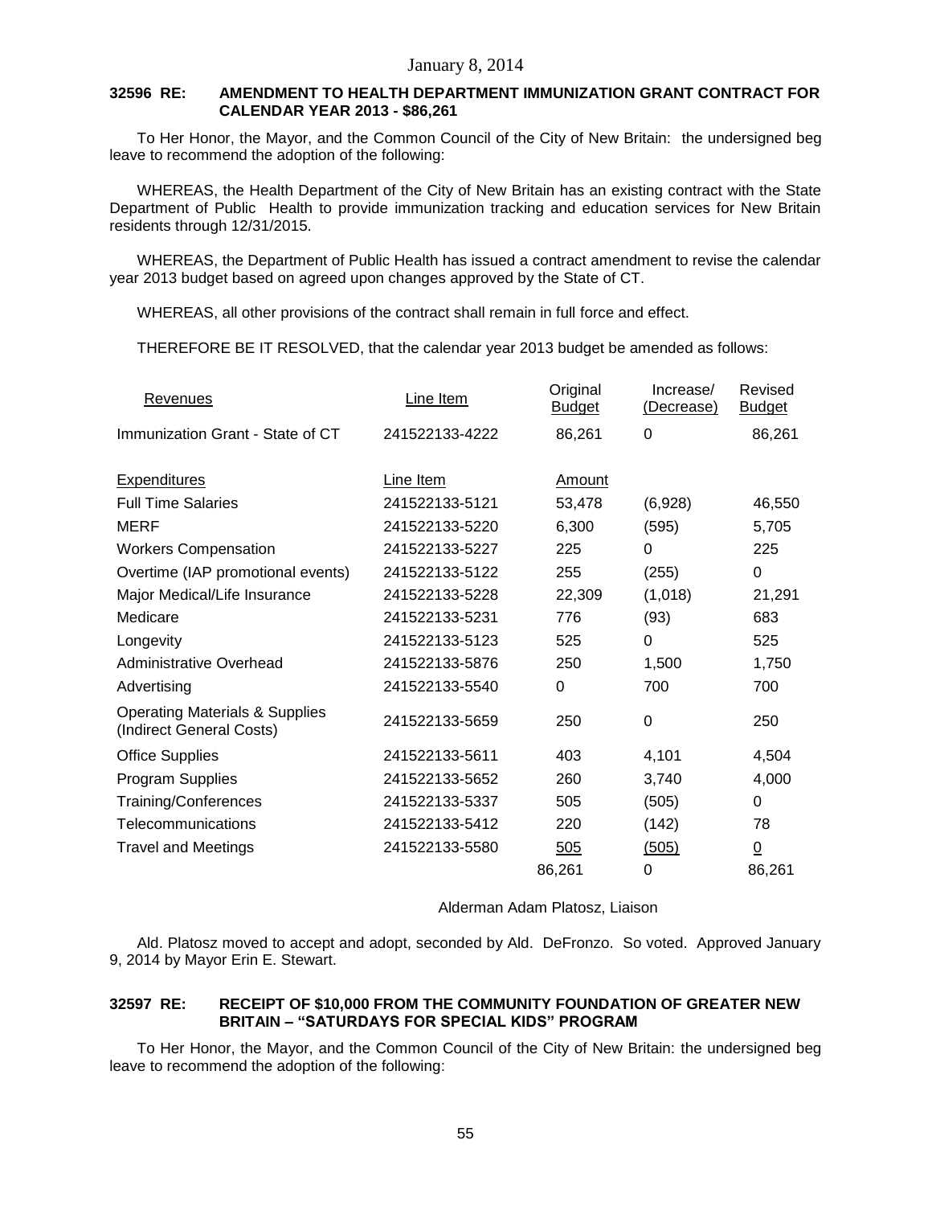January 8, 2014

**32596 RE: AMENDMENT TO HEALTH DEPARTMENT IMMUNIZATION GRANT CONTRACT FOR CALENDAR YEAR 2013 - $86,261**

To Her Honor, the Mayor, and the Common Council of the City of New Britain: the undersigned beg leave to recommend the adoption of the following:

WHEREAS, the Health Department of the City of New Britain has an existing contract with the State Department of Public Health to provide immunization tracking and education services for New Britain residents through 12/31/2015.

WHEREAS, the Department of Public Health has issued a contract amendment to revise the calendar year 2013 budget based on agreed upon changes approved by the State of CT.

WHEREAS, all other provisions of the contract shall remain in full force and effect.

THEREFORE BE IT RESOLVED, that the calendar year 2013 budget be amended as follows:

| Revenues | Line Item | Original Budget | Increase/ (Decrease) | Revised Budget |
|---|---|---|---|---|
| Immunization Grant - State of CT | 241522133-4222 | 86,261 | 0 | 86,261 |
| **Expenditures** | **Line Item** | **Amount** | | |
| Full Time Salaries | 241522133-5121 | 53,478 | (6,928) | 46,550 |
| MERF | 241522133-5220 | 6,300 | (595) | 5,705 |
| Workers Compensation | 241522133-5227 | 225 | 0 | 225 |
| Overtime (IAP promotional events) | 241522133-5122 | 255 | (255) | 0 |
| Major Medical/Life Insurance | 241522133-5228 | 22,309 | (1,018) | 21,291 |
| Medicare | 241522133-5231 | 776 | (93) | 683 |
| Longevity | 241522133-5123 | 525 | 0 | 525 |
| Administrative Overhead | 241522133-5876 | 250 | 1,500 | 1,750 |
| Advertising | 241522133-5540 | 0 | 700 | 700 |
| Operating Materials & Supplies (Indirect General Costs) | 241522133-5659 | 250 | 0 | 250 |
| Office Supplies | 241522133-5611 | 403 | 4,101 | 4,504 |
| Program Supplies | 241522133-5652 | 260 | 3,740 | 4,000 |
| Training/Conferences | 241522133-5337 | 505 | (505) | 0 |
| Telecommunications | 241522133-5412 | 220 | (142) | 78 |
| Travel and Meetings | 241522133-5580 | 505 | (505) | 0 |
| | | 86,261 | 0 | 86,261 |

Alderman Adam Platosz, Liaison

Ald. Platosz moved to accept and adopt, seconded by Ald. DeFronzo. So voted. Approved January 9, 2014 by Mayor Erin E. Stewart.

**32597 RE: RECEIPT OF $10,000 FROM THE COMMUNITY FOUNDATION OF GREATER NEW BRITAIN – "SATURDAYS FOR SPECIAL KIDS" PROGRAM**

To Her Honor, the Mayor, and the Common Council of the City of New Britain: the undersigned beg leave to recommend the adoption of the following: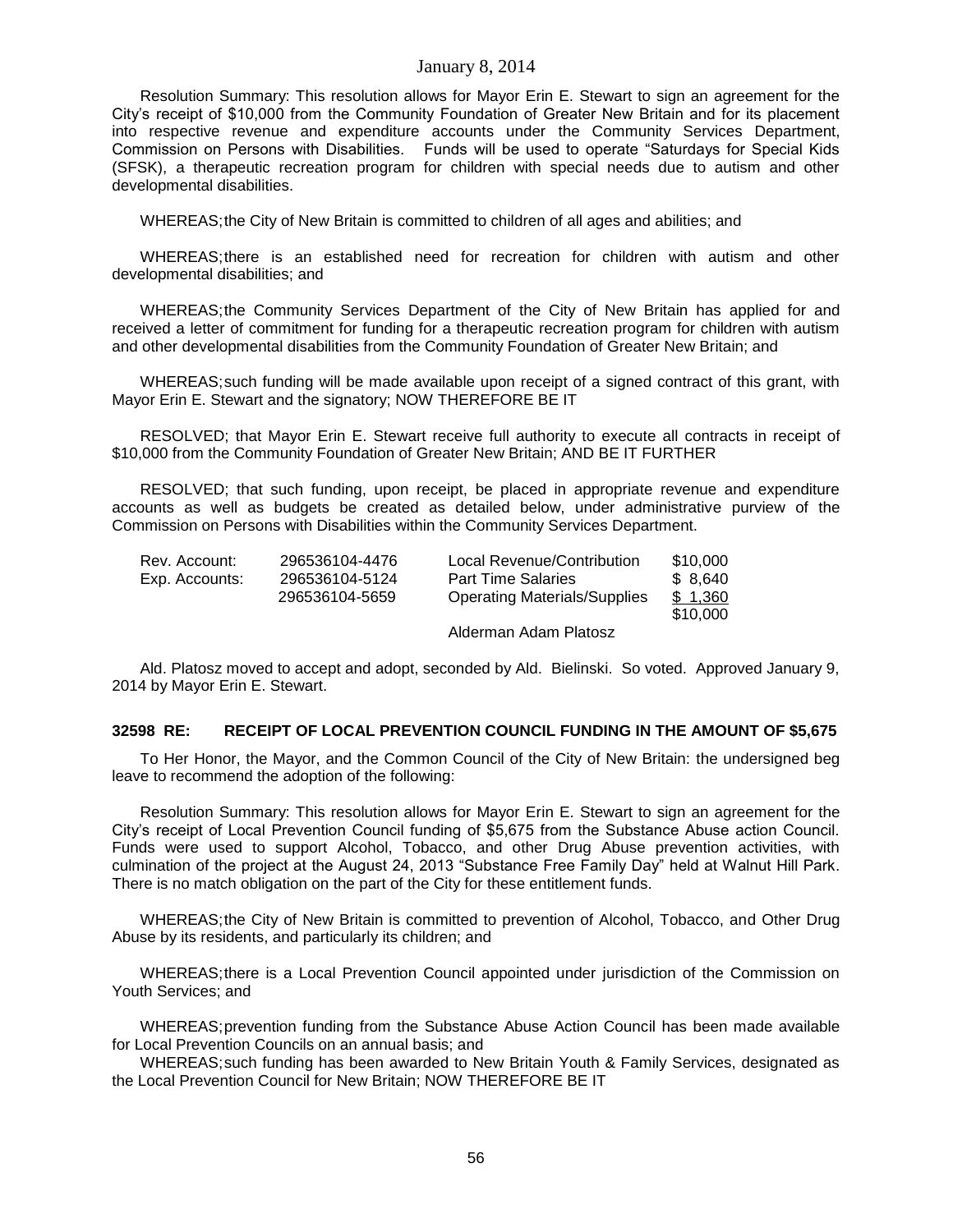Resolution Summary: This resolution allows for Mayor Erin E. Stewart to sign an agreement for the City's receipt of $10,000 from the Community Foundation of Greater New Britain and for its placement into respective revenue and expenditure accounts under the Community Services Department, Commission on Persons with Disabilities. Funds will be used to operate "Saturdays for Special Kids (SFSK), a therapeutic recreation program for children with special needs due to autism and other developmental disabilities.

WHEREAS; the City of New Britain is committed to children of all ages and abilities; and

WHEREAS; there is an established need for recreation for children with autism and other developmental disabilities; and

WHEREAS; the Community Services Department of the City of New Britain has applied for and received a letter of commitment for funding for a therapeutic recreation program for children with autism and other developmental disabilities from the Community Foundation of Greater New Britain; and

WHEREAS; such funding will be made available upon receipt of a signed contract of this grant, with Mayor Erin E. Stewart and the signatory; NOW THEREFORE BE IT

RESOLVED; that Mayor Erin E. Stewart receive full authority to execute all contracts in receipt of $10,000 from the Community Foundation of Greater New Britain; AND BE IT FURTHER

RESOLVED; that such funding, upon receipt, be placed in appropriate revenue and expenditure accounts as well as budgets be created as detailed below, under administrative purview of the Commission on Persons with Disabilities within the Community Services Department.

| | | | |
|---|---|---|---|
| Rev. Account: | 296536104-4476 | Local Revenue/Contribution | $10,000 |
| Exp. Accounts: | 296536104-5124 | Part Time Salaries | $ 8,640 |
| | 296536104-5659 | Operating Materials/Supplies | $ 1,360 |
| | | | $10,000 |

Alderman Adam Platosz

Ald. Platosz moved to accept and adopt, seconded by Ald. Bielinski. So voted. Approved January 9, 2014 by Mayor Erin E. Stewart.

**32598 RE: RECEIPT OF LOCAL PREVENTION COUNCIL FUNDING IN THE AMOUNT OF $5,675**

To Her Honor, the Mayor, and the Common Council of the City of New Britain: the undersigned beg leave to recommend the adoption of the following:

Resolution Summary: This resolution allows for Mayor Erin E. Stewart to sign an agreement for the City's receipt of Local Prevention Council funding of $5,675 from the Substance Abuse action Council. Funds were used to support Alcohol, Tobacco, and other Drug Abuse prevention activities, with culmination of the project at the August 24, 2013 "Substance Free Family Day" held at Walnut Hill Park. There is no match obligation on the part of the City for these entitlement funds.

WHEREAS; the City of New Britain is committed to prevention of Alcohol, Tobacco, and Other Drug Abuse by its residents, and particularly its children; and

WHEREAS; there is a Local Prevention Council appointed under jurisdiction of the Commission on Youth Services; and

WHEREAS; prevention funding from the Substance Abuse Action Council has been made available for Local Prevention Councils on an annual basis; and

WHEREAS; such funding has been awarded to New Britain Youth & Family Services, designated as the Local Prevention Council for New Britain; NOW THEREFORE BE IT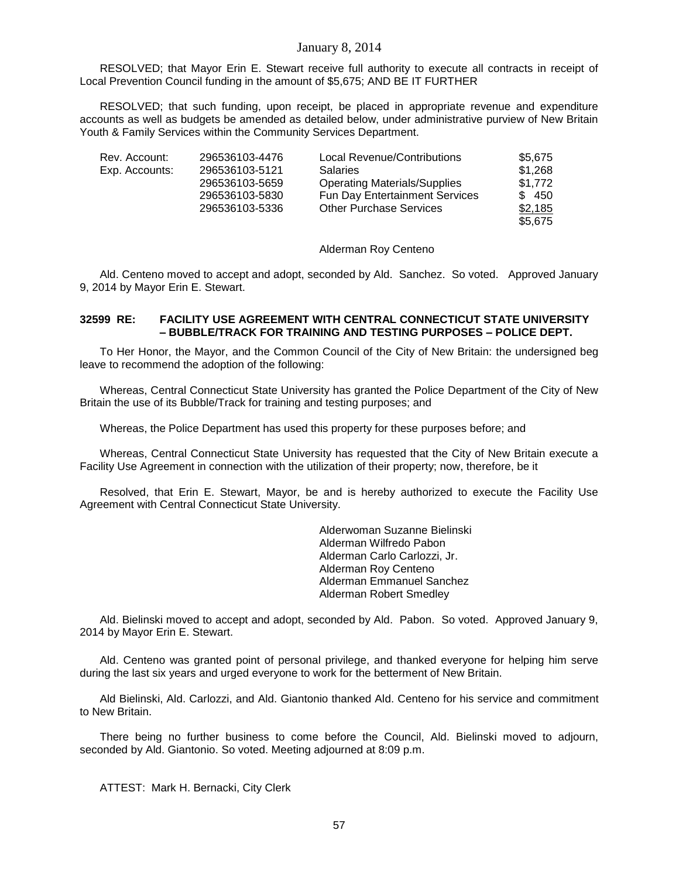RESOLVED; that Mayor Erin E. Stewart receive full authority to execute all contracts in receipt of Local Prevention Council funding in the amount of $5,675; AND BE IT FURTHER

RESOLVED; that such funding, upon receipt, be placed in appropriate revenue and expenditure accounts as well as budgets be amended as detailed below, under administrative purview of New Britain Youth & Family Services within the Community Services Department.

| | | | |
|---|---|---|---|
| Rev. Account: | 296536103-4476 | Local Revenue/Contributions | $5,675 |
| Exp. Accounts: | 296536103-5121 | Salaries | $1,268 |
| | 296536103-5659 | Operating Materials/Supplies | $1,772 |
| | 296536103-5830 | Fun Day Entertainment Services | $ 450 |
| | 296536103-5336 | Other Purchase Services | $2,185 |
| | | | $5,675 |

Alderman Roy Centeno

Ald. Centeno moved to accept and adopt, seconded by Ald. Sanchez. So voted. Approved January 9, 2014 by Mayor Erin E. Stewart.

**32599 RE: FACILITY USE AGREEMENT WITH CENTRAL CONNECTICUT STATE UNIVERSITY – BUBBLE/TRACK FOR TRAINING AND TESTING PURPOSES – POLICE DEPT.**

To Her Honor, the Mayor, and the Common Council of the City of New Britain: the undersigned beg leave to recommend the adoption of the following:

Whereas, Central Connecticut State University has granted the Police Department of the City of New Britain the use of its Bubble/Track for training and testing purposes; and

Whereas, the Police Department has used this property for these purposes before; and

Whereas, Central Connecticut State University has requested that the City of New Britain execute a Facility Use Agreement in connection with the utilization of their property; now, therefore, be it

Resolved, that Erin E. Stewart, Mayor, be and is hereby authorized to execute the Facility Use Agreement with Central Connecticut State University.

Alderwoman Suzanne Bielinski
Alderman Wilfredo Pabon
Alderman Carlo Carlozzi, Jr.
Alderman Roy Centeno
Alderman Emmanuel Sanchez
Alderman Robert Smedley

Ald. Bielinski moved to accept and adopt, seconded by Ald. Pabon. So voted. Approved January 9, 2014 by Mayor Erin E. Stewart.

Ald. Centeno was granted point of personal privilege, and thanked everyone for helping him serve during the last six years and urged everyone to work for the betterment of New Britain.

Ald Bielinski, Ald. Carlozzi, and Ald. Giantonio thanked Ald. Centeno for his service and commitment to New Britain.

There being no further business to come before the Council, Ald. Bielinski moved to adjourn, seconded by Ald. Giantonio. So voted. Meeting adjourned at 8:09 p.m.

ATTEST: Mark H. Bernacki, City Clerk